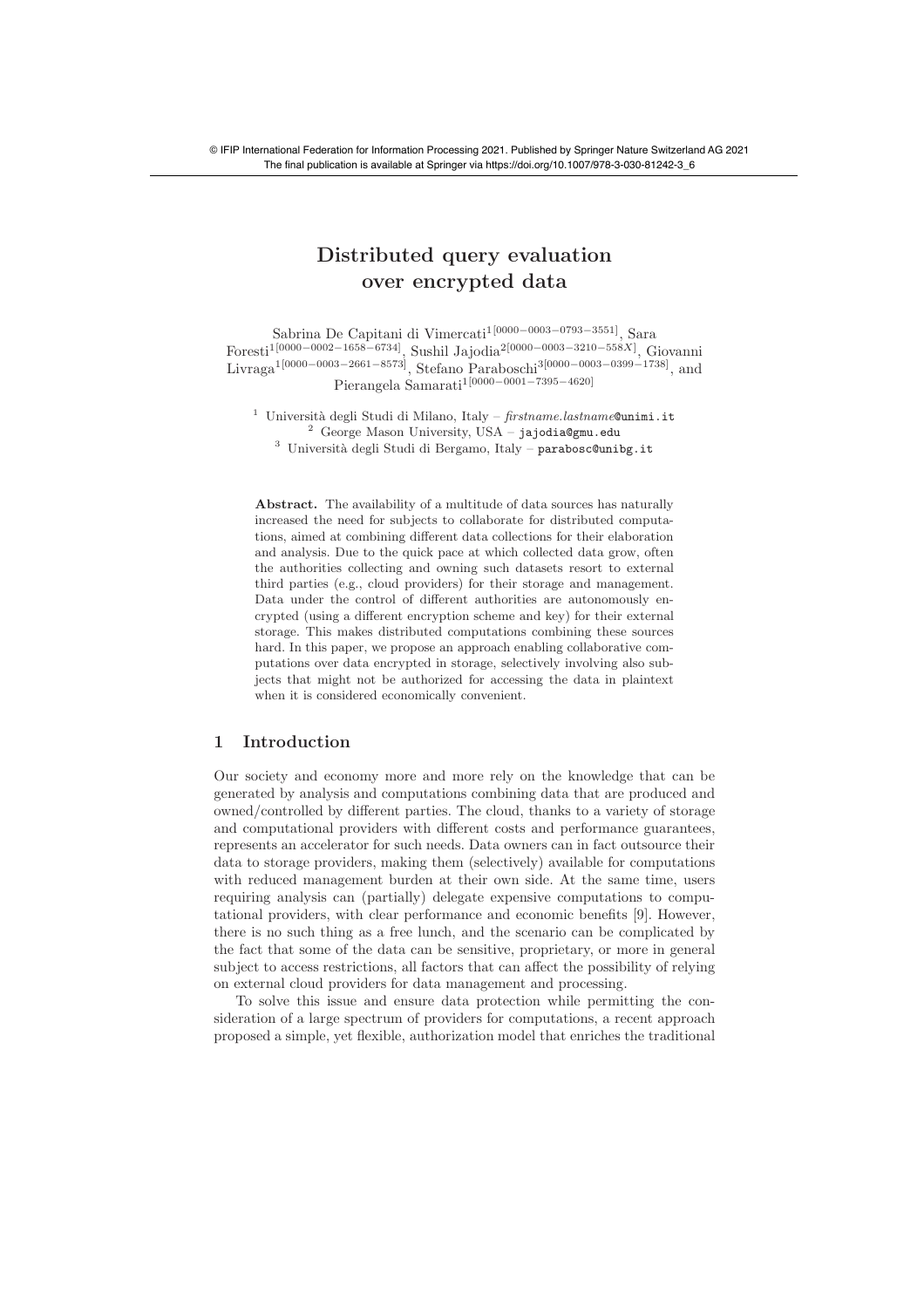© IFIP International Federation for Information Processing 2021. Published by Springer Nature Switzerland AG 2021
The final publication is available at Springer via https://doi.org/10.1007/978-3-030-81242-3_6

# Distributed query evaluation over encrypted data

Sabrina De Capitani di Vimercati[1[0000−0003−0793−3551]], Sara Foresti[1[0000−0002−1658−6734]], Sushil Jajodia[2[0000−0003−3210−558X]], Giovanni Livraga[1[0000−0003−2661−8573]], Stefano Paraboschi[3[0000−0003−0399−1738]], and Pierangela Samarati[1[0000−0001−7395−4620]]

[1] Università degli Studi di Milano, Italy – *firstname.lastname*@unimi.it
[2] George Mason University, USA – jajodia@gmu.edu
[3] Università degli Studi di Bergamo, Italy – parabosc@unibg.it

**Abstract.** The availability of a multitude of data sources has naturally increased the need for subjects to collaborate for distributed computations, aimed at combining different data collections for their elaboration and analysis. Due to the quick pace at which collected data grow, often the authorities collecting and owning such datasets resort to external third parties (e.g., cloud providers) for their storage and management. Data under the control of different authorities are autonomously encrypted (using a different encryption scheme and key) for their external storage. This makes distributed computations combining these sources hard. In this paper, we propose an approach enabling collaborative computations over data encrypted in storage, selectively involving also subjects that might not be authorized for accessing the data in plaintext when it is considered economically convenient.

## 1 Introduction

Our society and economy more and more rely on the knowledge that can be generated by analysis and computations combining data that are produced and owned/controlled by different parties. The cloud, thanks to a variety of storage and computational providers with different costs and performance guarantees, represents an accelerator for such needs. Data owners can in fact outsource their data to storage providers, making them (selectively) available for computations with reduced management burden at their own side. At the same time, users requiring analysis can (partially) delegate expensive computations to computational providers, with clear performance and economic benefits [9]. However, there is no such thing as a free lunch, and the scenario can be complicated by the fact that some of the data can be sensitive, proprietary, or more in general subject to access restrictions, all factors that can affect the possibility of relying on external cloud providers for data management and processing.

To solve this issue and ensure data protection while permitting the consideration of a large spectrum of providers for computations, a recent approach proposed a simple, yet flexible, authorization model that enriches the traditional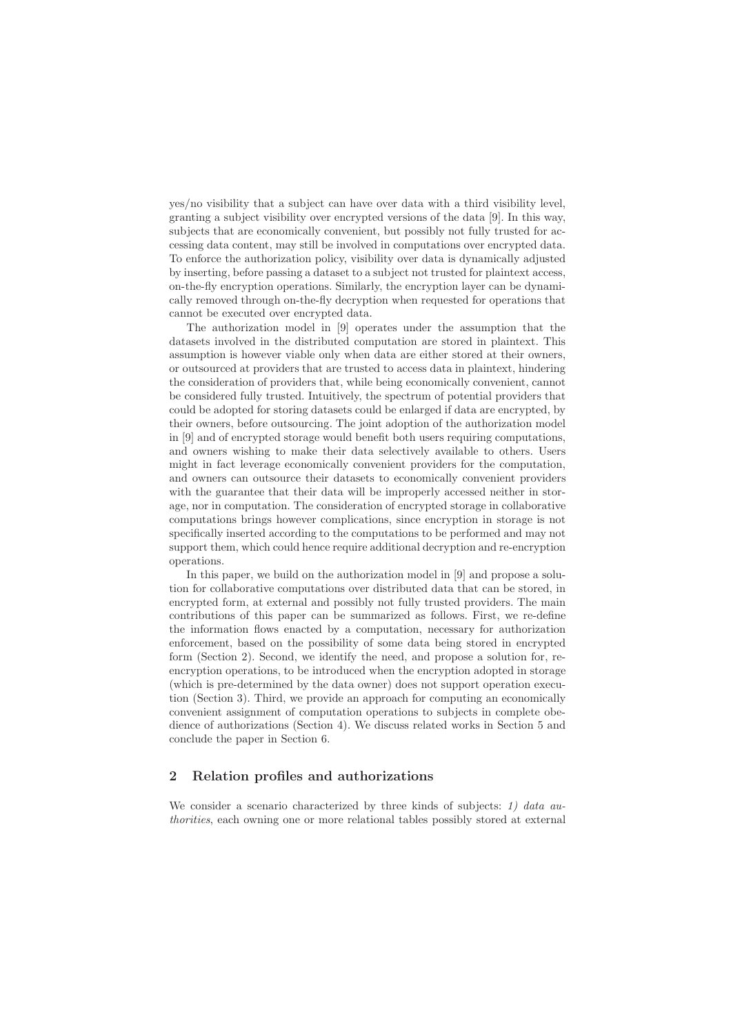yes/no visibility that a subject can have over data with a third visibility level, granting a subject visibility over encrypted versions of the data [9]. In this way, subjects that are economically convenient, but possibly not fully trusted for accessing data content, may still be involved in computations over encrypted data. To enforce the authorization policy, visibility over data is dynamically adjusted by inserting, before passing a dataset to a subject not trusted for plaintext access, on-the-fly encryption operations. Similarly, the encryption layer can be dynamically removed through on-the-fly decryption when requested for operations that cannot be executed over encrypted data.

The authorization model in [9] operates under the assumption that the datasets involved in the distributed computation are stored in plaintext. This assumption is however viable only when data are either stored at their owners, or outsourced at providers that are trusted to access data in plaintext, hindering the consideration of providers that, while being economically convenient, cannot be considered fully trusted. Intuitively, the spectrum of potential providers that could be adopted for storing datasets could be enlarged if data are encrypted, by their owners, before outsourcing. The joint adoption of the authorization model in [9] and of encrypted storage would benefit both users requiring computations, and owners wishing to make their data selectively available to others. Users might in fact leverage economically convenient providers for the computation, and owners can outsource their datasets to economically convenient providers with the guarantee that their data will be improperly accessed neither in storage, nor in computation. The consideration of encrypted storage in collaborative computations brings however complications, since encryption in storage is not specifically inserted according to the computations to be performed and may not support them, which could hence require additional decryption and re-encryption operations.

In this paper, we build on the authorization model in [9] and propose a solution for collaborative computations over distributed data that can be stored, in encrypted form, at external and possibly not fully trusted providers. The main contributions of this paper can be summarized as follows. First, we re-define the information flows enacted by a computation, necessary for authorization enforcement, based on the possibility of some data being stored in encrypted form (Section 2). Second, we identify the need, and propose a solution for, re-encryption operations, to be introduced when the encryption adopted in storage (which is pre-determined by the data owner) does not support operation execution (Section 3). Third, we provide an approach for computing an economically convenient assignment of computation operations to subjects in complete obedience of authorizations (Section 4). We discuss related works in Section 5 and conclude the paper in Section 6.

## 2 Relation profiles and authorizations

We consider a scenario characterized by three kinds of subjects: *1) data authorities*, each owning one or more relational tables possibly stored at external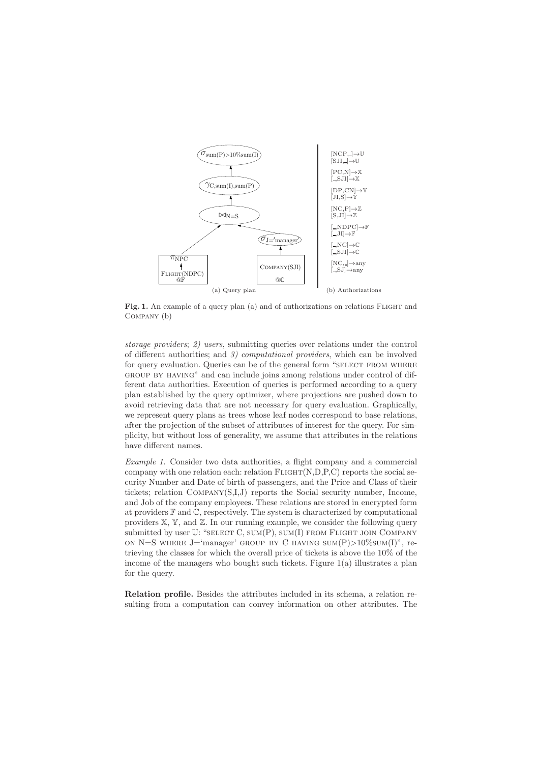(a) Query plan

$[\text{NCP},\_]\rightarrow\mathbb{U}$
$[\text{SJI},\_]\rightarrow\mathbb{U}$
$[\text{PC},\text{N}]\rightarrow\mathbb{X}$
$[\_\text{SJI}]\rightarrow\mathbb{X}$
$[\text{DP},\text{CN}]\rightarrow\mathbb{Y}$
$[\text{JI},\text{S}]\rightarrow\mathbb{Y}$
$[\text{NC},\text{P}]\rightarrow\mathbb{Z}$
$[\text{S},\text{JI}]\rightarrow\mathbb{Z}$
$[\_\text{NDPC}]\rightarrow\mathbb{F}$
$[\_\text{JI}]\rightarrow\mathbb{F}$
$[\_\text{NC}]\rightarrow\mathbb{C}$
$[\_\text{SJI}]\rightarrow\mathbb{C}$
$[\text{NC},\_]\rightarrow\text{any}$
$[\_\text{SJ}]\rightarrow\text{any}$

(b) Authorizations

**Fig. 1.** An example of a query plan (a) and of authorizations on relations FLIGHT and COMPANY (b)

*storage providers*; *2) users*, submitting queries over relations under the control of different authorities; and *3) computational providers*, which can be involved for query evaluation. Queries can be of the general form "SELECT FROM WHERE GROUP BY HAVING" and can include joins among relations under control of different data authorities. Execution of queries is performed according to a query plan established by the query optimizer, where projections are pushed down to avoid retrieving data that are not necessary for query evaluation. Graphically, we represent query plans as trees whose leaf nodes correspond to base relations, after the projection of the subset of attributes of interest for the query. For simplicity, but without loss of generality, we assume that attributes in the relations have different names.

*Example 1.* Consider two data authorities, a flight company and a commercial company with one relation each: relation FLIGHT(N,D,P,C) reports the social security Number and Date of birth of passengers, and the Price and Class of their tickets; relation COMPANY(S,I,J) reports the Social security number, Income, and Job of the company employees. These relations are stored in encrypted form at providers $\mathbb{F}$ and $\mathbb{C}$, respectively. The system is characterized by computational providers $\mathbb{X}$, $\mathbb{Y}$, and $\mathbb{Z}$. In our running example, we consider the following query submitted by user $\mathbb{U}$: "SELECT C, SUM(P), SUM(I) FROM FLIGHT JOIN COMPANY ON N=S WHERE J='manager' GROUP BY C HAVING SUM(P)>10%SUM(I)", retrieving the classes for which the overall price of tickets is above the 10% of the income of the managers who bought such tickets. Figure 1(a) illustrates a plan for the query.

**Relation profile.** Besides the attributes included in its schema, a relation resulting from a computation can convey information on other attributes. The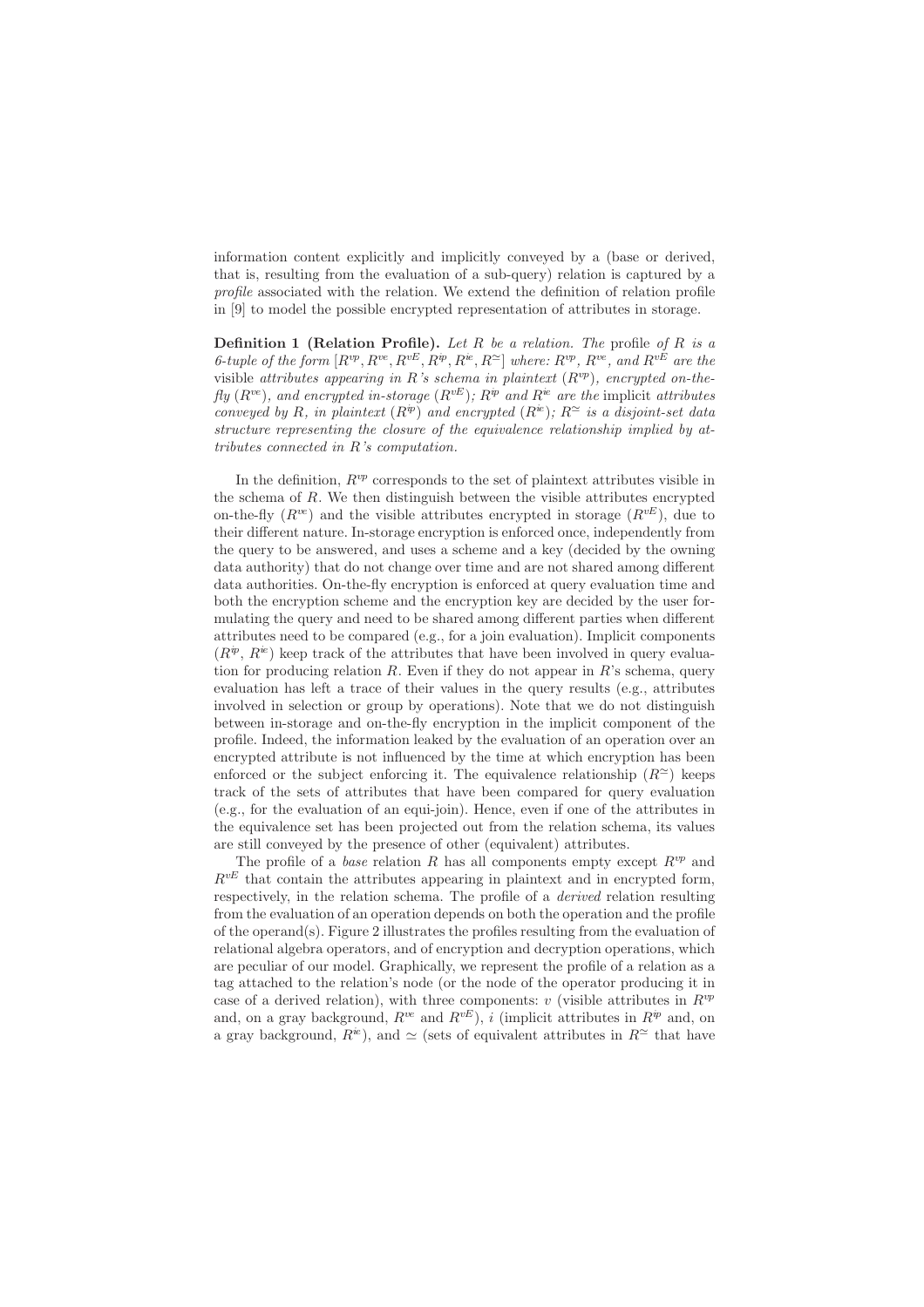information content explicitly and implicitly conveyed by a (base or derived, that is, resulting from the evaluation of a sub-query) relation is captured by a *profile* associated with the relation. We extend the definition of relation profile in [9] to model the possible encrypted representation of attributes in storage.

**Definition 1 (Relation Profile).** *Let $R$ be a relation. The* profile *of $R$ is a 6-tuple of the form $[R^{vp}, R^{ve}, R^{vE}, R^{ip}, R^{ie}, R^{\simeq}]$ where: $R^{vp}$, $R^{ve}$, and $R^{vE}$ are the* visible *attributes appearing in $R$'s schema in plaintext ($R^{vp}$), encrypted on-the-fly ($R^{ve}$), and encrypted in-storage ($R^{vE}$); $R^{ip}$ and $R^{ie}$ are the* implicit *attributes conveyed by $R$, in plaintext ($R^{ip}$) and encrypted ($R^{ie}$); $R^{\simeq}$ is a disjoint-set data structure representing the closure of the equivalence relationship implied by attributes connected in $R$'s computation.*

In the definition, $R^{vp}$ corresponds to the set of plaintext attributes visible in the schema of $R$. We then distinguish between the visible attributes encrypted on-the-fly ($R^{ve}$) and the visible attributes encrypted in storage ($R^{vE}$), due to their different nature. In-storage encryption is enforced once, independently from the query to be answered, and uses a scheme and a key (decided by the owning data authority) that do not change over time and are not shared among different data authorities. On-the-fly encryption is enforced at query evaluation time and both the encryption scheme and the encryption key are decided by the user formulating the query and need to be shared among different parties when different attributes need to be compared (e.g., for a join evaluation). Implicit components ($R^{ip}$, $R^{ie}$) keep track of the attributes that have been involved in query evaluation for producing relation $R$. Even if they do not appear in $R$'s schema, query evaluation has left a trace of their values in the query results (e.g., attributes involved in selection or group by operations). Note that we do not distinguish between in-storage and on-the-fly encryption in the implicit component of the profile. Indeed, the information leaked by the evaluation of an operation over an encrypted attribute is not influenced by the time at which encryption has been enforced or the subject enforcing it. The equivalence relationship ($R^{\simeq}$) keeps track of the sets of attributes that have been compared for query evaluation (e.g., for the evaluation of an equi-join). Hence, even if one of the attributes in the equivalence set has been projected out from the relation schema, its values are still conveyed by the presence of other (equivalent) attributes.

The profile of a *base* relation $R$ has all components empty except $R^{vp}$ and $R^{vE}$ that contain the attributes appearing in plaintext and in encrypted form, respectively, in the relation schema. The profile of a *derived* relation resulting from the evaluation of an operation depends on both the operation and the profile of the operand(s). Figure 2 illustrates the profiles resulting from the evaluation of relational algebra operators, and of encryption and decryption operations, which are peculiar of our model. Graphically, we represent the profile of a relation as a tag attached to the relation's node (or the node of the operator producing it in case of a derived relation), with three components: $v$ (visible attributes in $R^{vp}$ and, on a gray background, $R^{ve}$ and $R^{vE}$), $i$ (implicit attributes in $R^{ip}$ and, on a gray background, $R^{ie}$), and $\simeq$ (sets of equivalent attributes in $R^{\simeq}$ that have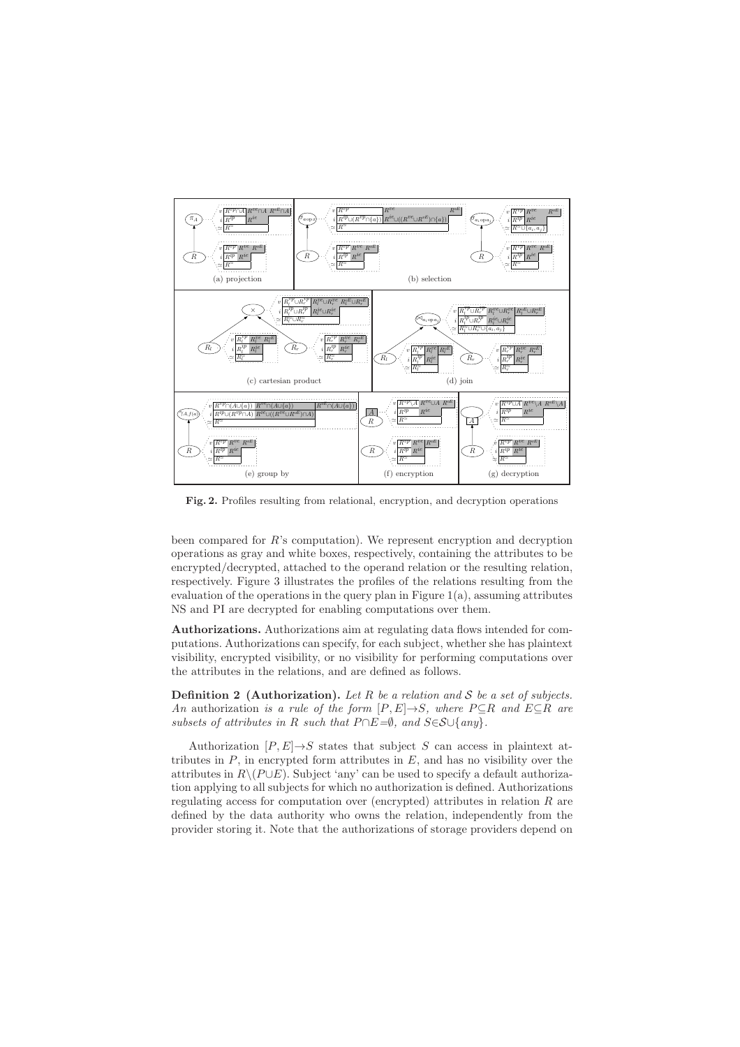Fig. 2. Profiles resulting from relational, encryption, and decryption operations

been compared for $R$'s computation). We represent encryption and decryption operations as gray and white boxes, respectively, containing the attributes to be encrypted/decrypted, attached to the operand relation or the resulting relation, respectively. Figure 3 illustrates the profiles of the relations resulting from the evaluation of the operations in the query plan in Figure 1(a), assuming attributes NS and PI are decrypted for enabling computations over them.

**Authorizations.** Authorizations aim at regulating data flows intended for computations. Authorizations can specify, for each subject, whether she has plaintext visibility, encrypted visibility, or no visibility for performing computations over the attributes in the relations, and are defined as follows.

**Definition 2 (Authorization).** *Let $R$ be a relation and $\mathcal{S}$ be a set of subjects. An* authorization *is a rule of the form $[P,E]{\rightarrow}S$, where $P{\subseteq}R$ and $E{\subseteq}R$ are subsets of attributes in $R$ such that $P{\cap}E{=}\emptyset$, and $S{\in}\mathcal{S}{\cup}\{any\}$.*

Authorization $[P,E]{\rightarrow}S$ states that subject $S$ can access in plaintext attributes in $P$, in encrypted form attributes in $E$, and has no visibility over the attributes in $R\backslash(P{\cup}E)$. Subject 'any' can be used to specify a default authorization applying to all subjects for which no authorization is defined. Authorizations regulating access for computation over (encrypted) attributes in relation $R$ are defined by the data authority who owns the relation, independently from the provider storing it. Note that the authorizations of storage providers depend on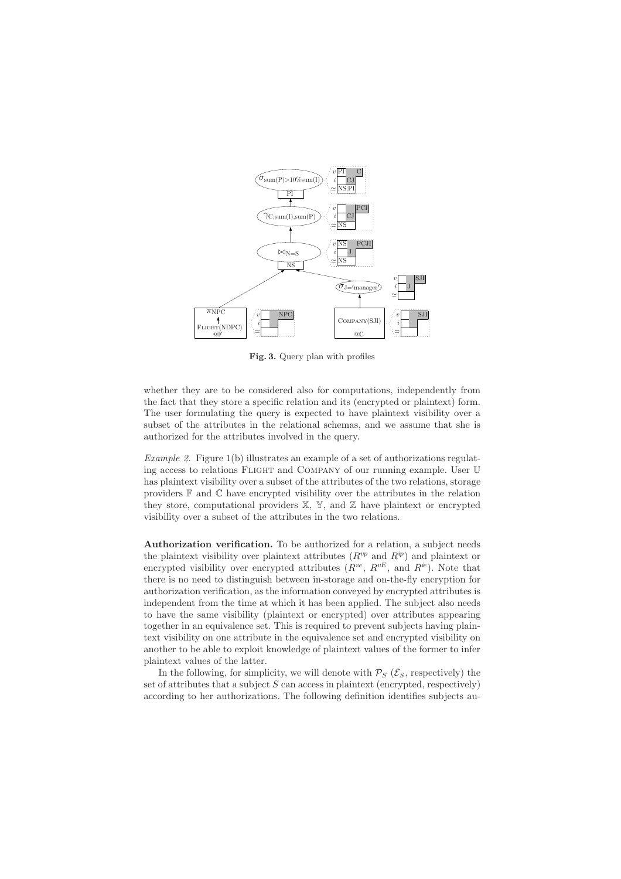**Fig. 3.** Query plan with profiles

whether they are to be considered also for computations, independently from the fact that they store a specific relation and its (encrypted or plaintext) form. The user formulating the query is expected to have plaintext visibility over a subset of the attributes in the relational schemas, and we assume that she is authorized for the attributes involved in the query.

*Example 2.* Figure 1(b) illustrates an example of a set of authorizations regulating access to relations Flight and Company of our running example. User $\mathbb{U}$ has plaintext visibility over a subset of the attributes of the two relations, storage providers $\mathbb{F}$ and $\mathbb{C}$ have encrypted visibility over the attributes in the relation they store, computational providers $\mathbb{X}$, $\mathbb{Y}$, and $\mathbb{Z}$ have plaintext or encrypted visibility over a subset of the attributes in the two relations.

**Authorization verification.** To be authorized for a relation, a subject needs the plaintext visibility over plaintext attributes ($R^{vp}$ and $R^{ip}$) and plaintext or encrypted visibility over encrypted attributes ($R^{ve}$, $R^{vE}$, and $R^{ie}$). Note that there is no need to distinguish between in-storage and on-the-fly encryption for authorization verification, as the information conveyed by encrypted attributes is independent from the time at which it has been applied. The subject also needs to have the same visibility (plaintext or encrypted) over attributes appearing together in an equivalence set. This is required to prevent subjects having plaintext visibility on one attribute in the equivalence set and encrypted visibility on another to be able to exploit knowledge of plaintext values of the former to infer plaintext values of the latter.

In the following, for simplicity, we will denote with $\mathcal{P}_S$ ($\mathcal{E}_S$, respectively) the set of attributes that a subject $S$ can access in plaintext (encrypted, respectively) according to her authorizations. The following definition identifies subjects au-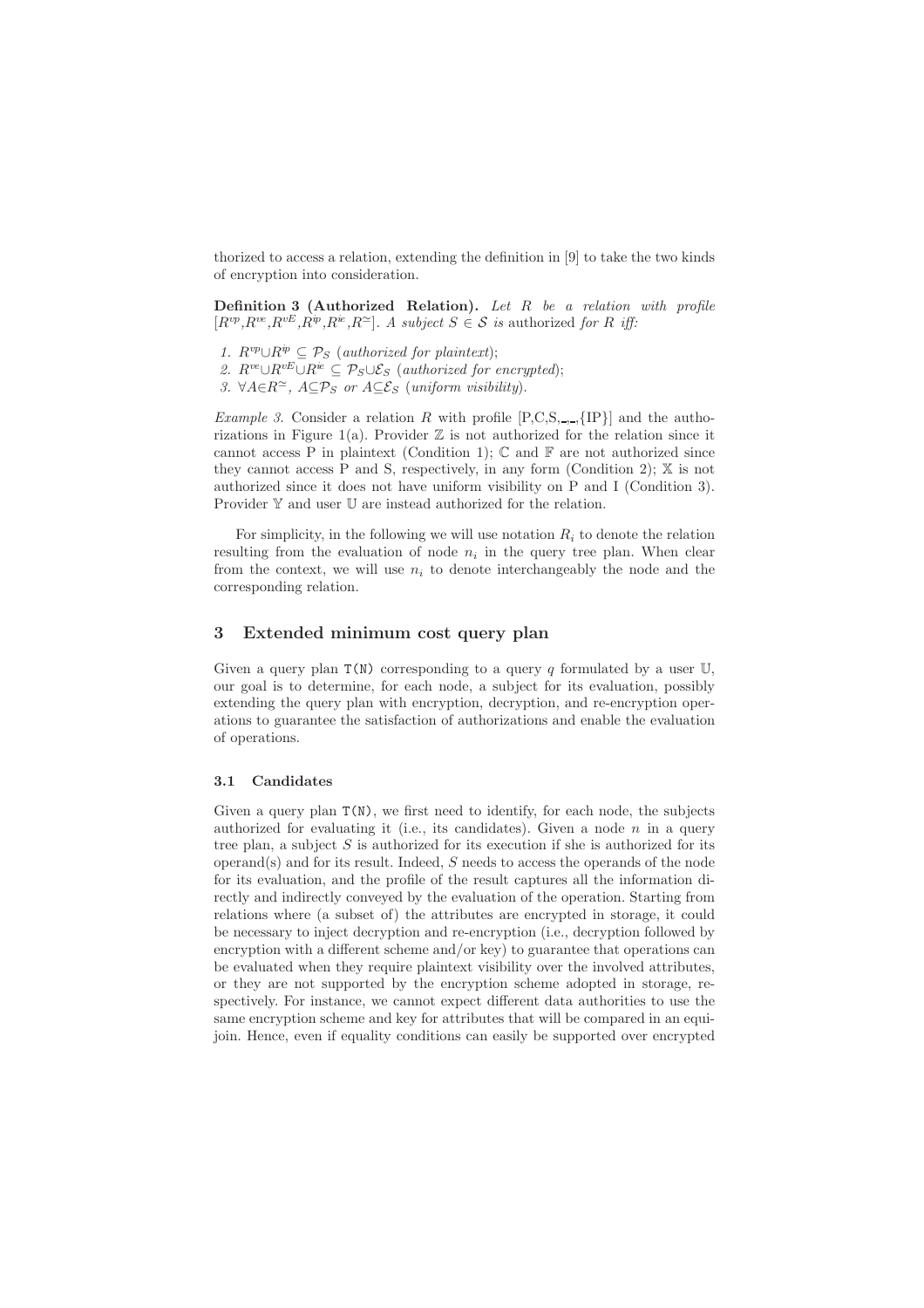thorized to access a relation, extending the definition in [9] to take the two kinds of encryption into consideration.

**Definition 3 (Authorized Relation).** *Let $R$ be a relation with profile $[R^{vp}, R^{ve}, R^{vE}, R^{ip}, R^{ie}, R^{\simeq}]$. A subject $S \in \mathcal{S}$ is* authorized *for $R$ iff:*

1. *$R^{vp} \cup R^{ip} \subseteq \mathcal{P}_S$ (authorized for plaintext);*
2. *$R^{ve} \cup R^{vE} \cup R^{ie} \subseteq \mathcal{P}_S \cup \mathcal{E}_S$ (authorized for encrypted);*
3. *$\forall A \in R^{\simeq}$, $A \subseteq \mathcal{P}_S$ or $A \subseteq \mathcal{E}_S$ (uniform visibility).*

*Example 3.* Consider a relation $R$ with profile [P,C,S,_,_,{IP}] and the authorizations in Figure 1(a). Provider $\mathbb{Z}$ is not authorized for the relation since it cannot access P in plaintext (Condition 1); $\mathbb{C}$ and $\mathbb{F}$ are not authorized since they cannot access P and S, respectively, in any form (Condition 2); $\mathbb{X}$ is not authorized since it does not have uniform visibility on P and I (Condition 3). Provider $\mathbb{Y}$ and user $\mathbb{U}$ are instead authorized for the relation.

For simplicity, in the following we will use notation $R_i$ to denote the relation resulting from the evaluation of node $n_i$ in the query tree plan. When clear from the context, we will use $n_i$ to denote interchangeably the node and the corresponding relation.

## 3 Extended minimum cost query plan

Given a query plan T(N) corresponding to a query $q$ formulated by a user $\mathbb{U}$, our goal is to determine, for each node, a subject for its evaluation, possibly extending the query plan with encryption, decryption, and re-encryption operations to guarantee the satisfaction of authorizations and enable the evaluation of operations.

### 3.1 Candidates

Given a query plan T(N), we first need to identify, for each node, the subjects authorized for evaluating it (i.e., its candidates). Given a node $n$ in a query tree plan, a subject $S$ is authorized for its execution if she is authorized for its operand(s) and for its result. Indeed, $S$ needs to access the operands of the node for its evaluation, and the profile of the result captures all the information directly and indirectly conveyed by the evaluation of the operation. Starting from relations where (a subset of) the attributes are encrypted in storage, it could be necessary to inject decryption and re-encryption (i.e., decryption followed by encryption with a different scheme and/or key) to guarantee that operations can be evaluated when they require plaintext visibility over the involved attributes, or they are not supported by the encryption scheme adopted in storage, respectively. For instance, we cannot expect different data authorities to use the same encryption scheme and key for attributes that will be compared in an equi-join. Hence, even if equality conditions can easily be supported over encrypted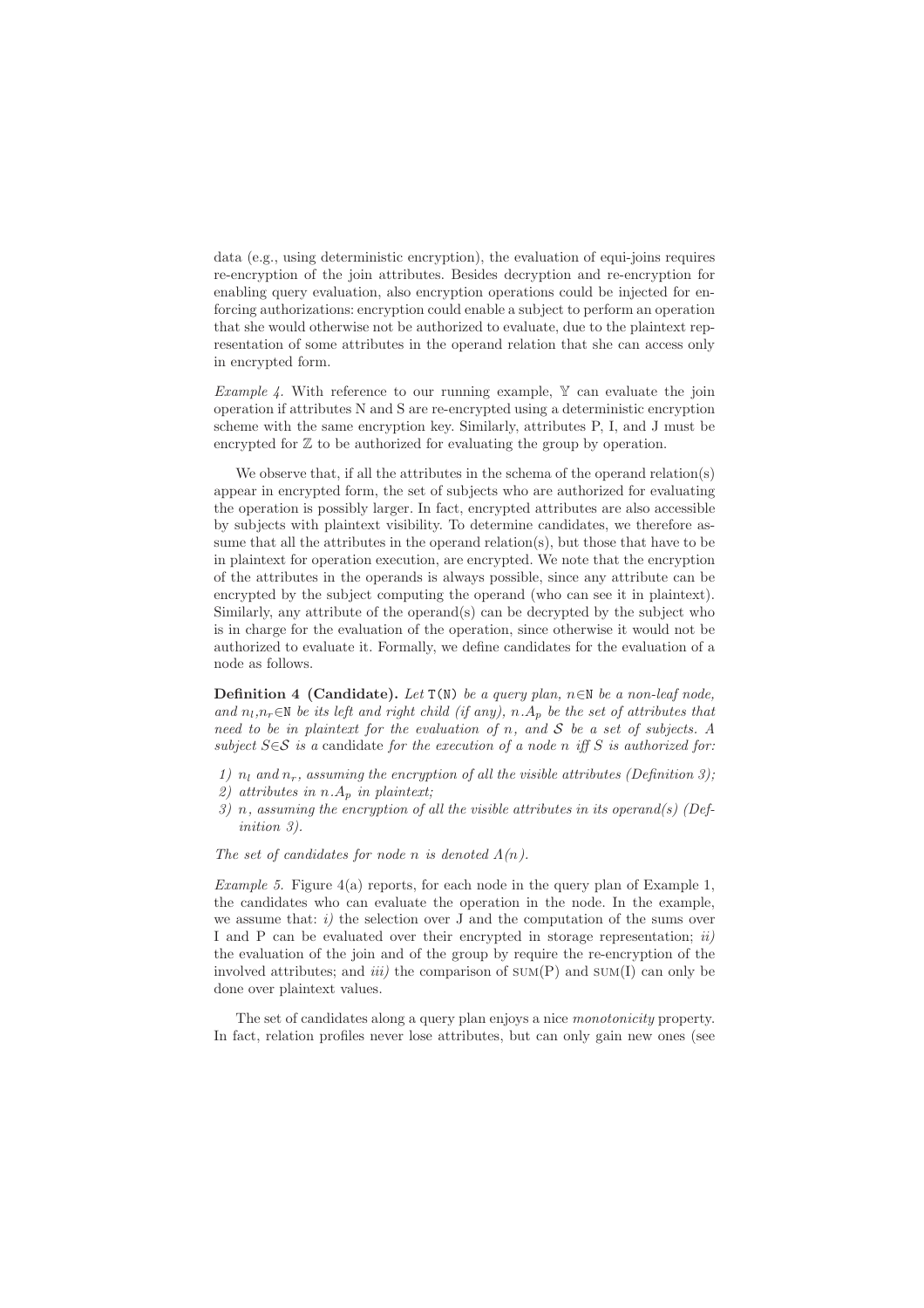data (e.g., using deterministic encryption), the evaluation of equi-joins requires re-encryption of the join attributes. Besides decryption and re-encryption for enabling query evaluation, also encryption operations could be injected for enforcing authorizations: encryption could enable a subject to perform an operation that she would otherwise not be authorized to evaluate, due to the plaintext representation of some attributes in the operand relation that she can access only in encrypted form.

*Example 4.* With reference to our running example, $\mathbb{Y}$ can evaluate the join operation if attributes N and S are re-encrypted using a deterministic encryption scheme with the same encryption key. Similarly, attributes P, I, and J must be encrypted for $\mathbb{Z}$ to be authorized for evaluating the group by operation.

We observe that, if all the attributes in the schema of the operand relation(s) appear in encrypted form, the set of subjects who are authorized for evaluating the operation is possibly larger. In fact, encrypted attributes are also accessible by subjects with plaintext visibility. To determine candidates, we therefore assume that all the attributes in the operand relation(s), but those that have to be in plaintext for operation execution, are encrypted. We note that the encryption of the attributes in the operands is always possible, since any attribute can be encrypted by the subject computing the operand (who can see it in plaintext). Similarly, any attribute of the operand(s) can be decrypted by the subject who is in charge for the evaluation of the operation, since otherwise it would not be authorized to evaluate it. Formally, we define candidates for the evaluation of a node as follows.

**Definition 4 (Candidate).** *Let* T(N) *be a query plan,* $n \in$N *be a non-leaf node, and* $n_l, n_r \in$N *be its left and right child (if any),* $n.A_p$ *be the set of attributes that need to be in plaintext for the evaluation of* $n$*, and* $\mathcal{S}$ *be a set of subjects. A subject* $S \in \mathcal{S}$ *is a* candidate *for the execution of a node* $n$ *iff* $S$ *is authorized for:*

*1)* $n_l$ *and* $n_r$*, assuming the encryption of all the visible attributes (Definition 3);*
*2) attributes in* $n.A_p$ *in plaintext;*
*3)* $n$*, assuming the encryption of all the visible attributes in its operand(s) (Definition 3).*

*The set of candidates for node* $n$ *is denoted* $\Lambda(n)$*.*

*Example 5.* Figure 4(a) reports, for each node in the query plan of Example 1, the candidates who can evaluate the operation in the node. In the example, we assume that: *i)* the selection over J and the computation of the sums over I and P can be evaluated over their encrypted in storage representation; *ii)* the evaluation of the join and of the group by require the re-encryption of the involved attributes; and *iii)* the comparison of SUM(P) and SUM(I) can only be done over plaintext values.

The set of candidates along a query plan enjoys a nice *monotonicity* property. In fact, relation profiles never lose attributes, but can only gain new ones (see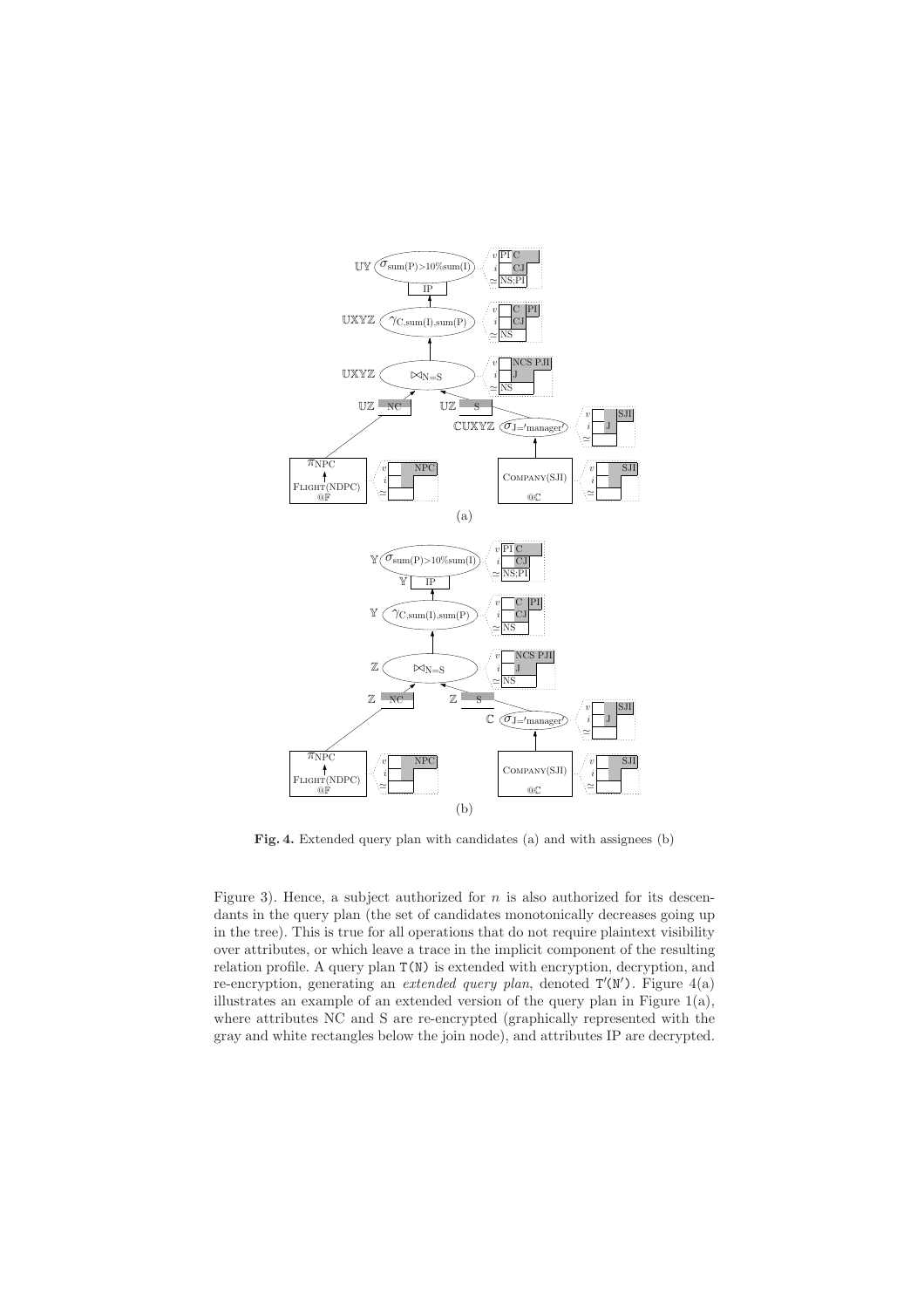**Fig. 4.** Extended query plan with candidates (a) and with assignees (b)

Figure 3). Hence, a subject authorized for $n$ is also authorized for its descendants in the query plan (the set of candidates monotonically decreases going up in the tree). This is true for all operations that do not require plaintext visibility over attributes, or which leave a trace in the implicit component of the resulting relation profile. A query plan T(N) is extended with encryption, decryption, and re-encryption, generating an *extended query plan*, denoted T′(N′). Figure 4(a) illustrates an example of an extended version of the query plan in Figure 1(a), where attributes NC and S are re-encrypted (graphically represented with the gray and white rectangles below the join node), and attributes IP are decrypted.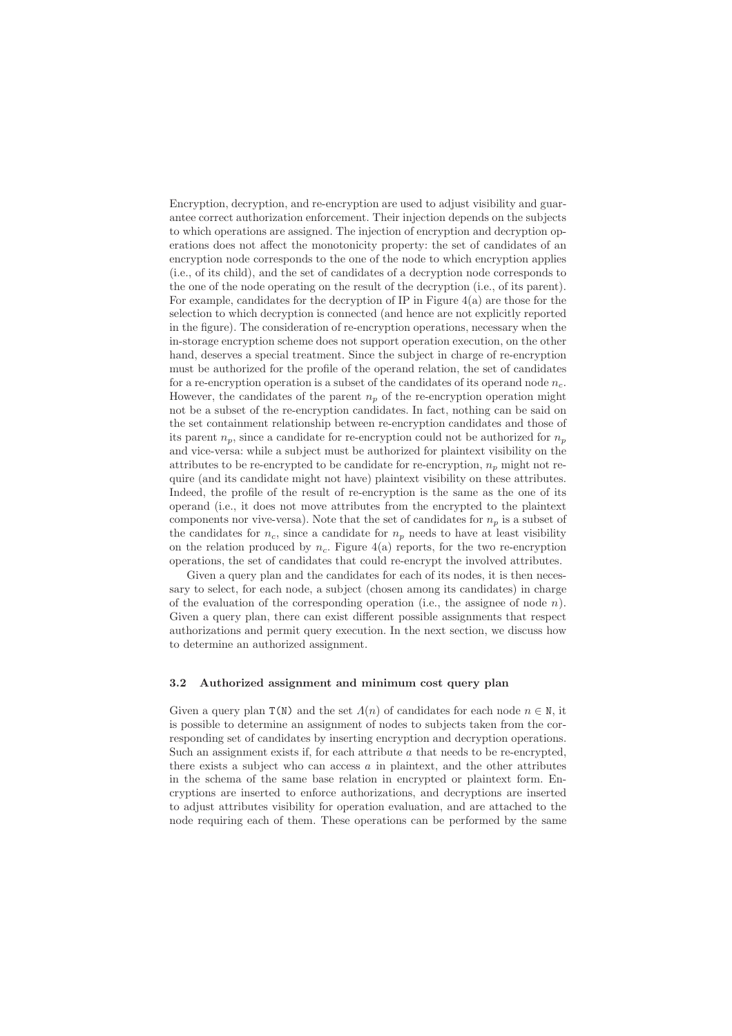Encryption, decryption, and re-encryption are used to adjust visibility and guarantee correct authorization enforcement. Their injection depends on the subjects to which operations are assigned. The injection of encryption and decryption operations does not affect the monotonicity property: the set of candidates of an encryption node corresponds to the one of the node to which encryption applies (i.e., of its child), and the set of candidates of a decryption node corresponds to the one of the node operating on the result of the decryption (i.e., of its parent). For example, candidates for the decryption of IP in Figure 4(a) are those for the selection to which decryption is connected (and hence are not explicitly reported in the figure). The consideration of re-encryption operations, necessary when the in-storage encryption scheme does not support operation execution, on the other hand, deserves a special treatment. Since the subject in charge of re-encryption must be authorized for the profile of the operand relation, the set of candidates for a re-encryption operation is a subset of the candidates of its operand node $n_c$. However, the candidates of the parent $n_p$ of the re-encryption operation might not be a subset of the re-encryption candidates. In fact, nothing can be said on the set containment relationship between re-encryption candidates and those of its parent $n_p$, since a candidate for re-encryption could not be authorized for $n_p$ and vice-versa: while a subject must be authorized for plaintext visibility on the attributes to be re-encrypted to be candidate for re-encryption, $n_p$ might not require (and its candidate might not have) plaintext visibility on these attributes. Indeed, the profile of the result of re-encryption is the same as the one of its operand (i.e., it does not move attributes from the encrypted to the plaintext components nor vive-versa). Note that the set of candidates for $n_p$ is a subset of the candidates for $n_c$, since a candidate for $n_p$ needs to have at least visibility on the relation produced by $n_c$. Figure 4(a) reports, for the two re-encryption operations, the set of candidates that could re-encrypt the involved attributes.

Given a query plan and the candidates for each of its nodes, it is then necessary to select, for each node, a subject (chosen among its candidates) in charge of the evaluation of the corresponding operation (i.e., the assignee of node $n$). Given a query plan, there can exist different possible assignments that respect authorizations and permit query execution. In the next section, we discuss how to determine an authorized assignment.

### 3.2 Authorized assignment and minimum cost query plan

Given a query plan $\texttt{T(N)}$ and the set $\Lambda(n)$ of candidates for each node $n \in \texttt{N}$, it is possible to determine an assignment of nodes to subjects taken from the corresponding set of candidates by inserting encryption and decryption operations. Such an assignment exists if, for each attribute $a$ that needs to be re-encrypted, there exists a subject who can access $a$ in plaintext, and the other attributes in the schema of the same base relation in encrypted or plaintext form. Encryptions are inserted to enforce authorizations, and decryptions are inserted to adjust attributes visibility for operation evaluation, and are attached to the node requiring each of them. These operations can be performed by the same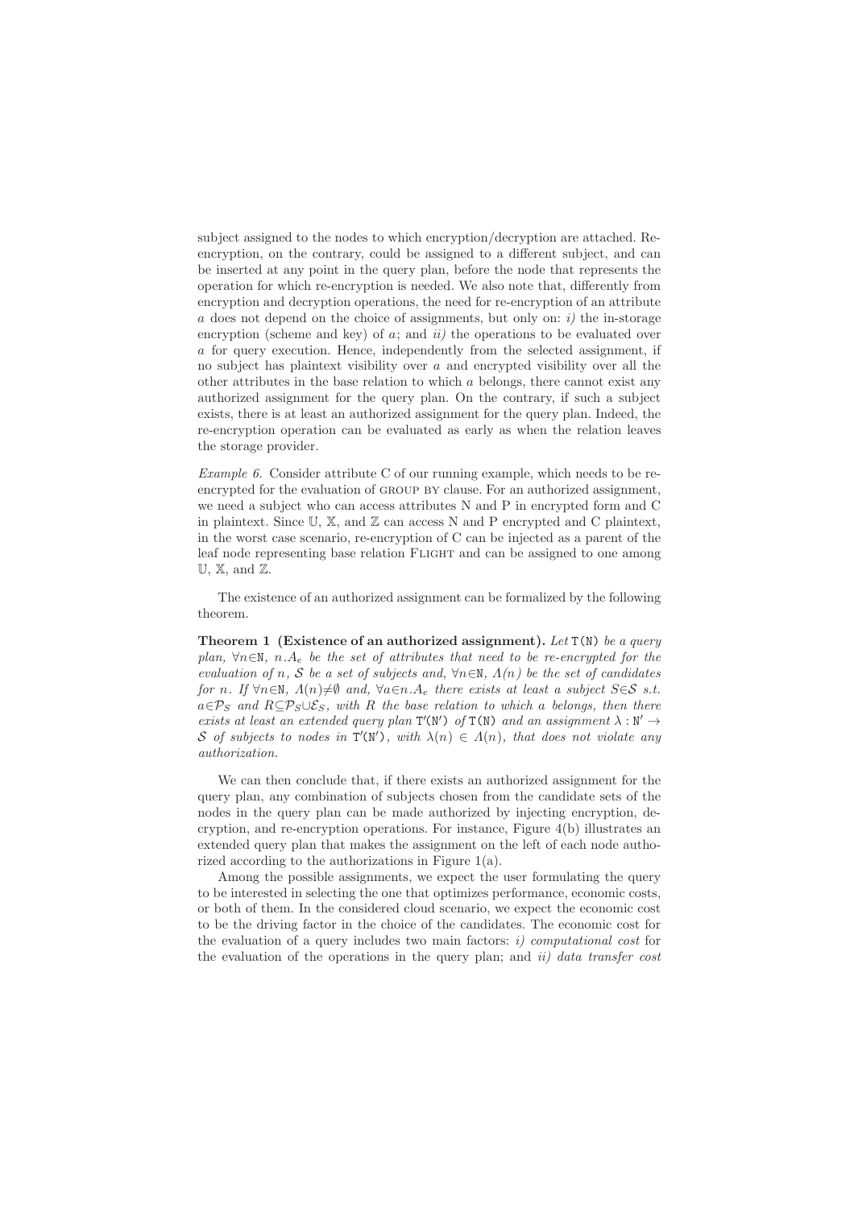subject assigned to the nodes to which encryption/decryption are attached. Re-encryption, on the contrary, could be assigned to a different subject, and can be inserted at any point in the query plan, before the node that represents the operation for which re-encryption is needed. We also note that, differently from encryption and decryption operations, the need for re-encryption of an attribute $a$ does not depend on the choice of assignments, but only on: *i)* the in-storage encryption (scheme and key) of $a$; and *ii)* the operations to be evaluated over $a$ for query execution. Hence, independently from the selected assignment, if no subject has plaintext visibility over $a$ and encrypted visibility over all the other attributes in the base relation to which $a$ belongs, there cannot exist any authorized assignment for the query plan. On the contrary, if such a subject exists, there is at least an authorized assignment for the query plan. Indeed, the re-encryption operation can be evaluated as early as when the relation leaves the storage provider.

*Example 6.* Consider attribute C of our running example, which needs to be re-encrypted for the evaluation of GROUP BY clause. For an authorized assignment, we need a subject who can access attributes N and P in encrypted form and C in plaintext. Since $\mathbb{U}$, $\mathbb{X}$, and $\mathbb{Z}$ can access N and P encrypted and C plaintext, in the worst case scenario, re-encryption of C can be injected as a parent of the leaf node representing base relation FLIGHT and can be assigned to one among $\mathbb{U}$, $\mathbb{X}$, and $\mathbb{Z}$.

The existence of an authorized assignment can be formalized by the following theorem.

**Theorem 1 (Existence of an authorized assignment).** *Let* $\mathtt{T(N)}$ *be a query plan,* $\forall n{\in}\mathtt{N}$*,* $n.A_e$ *be the set of attributes that need to be re-encrypted for the evaluation of* $n$*,* $\mathcal{S}$ *be a set of subjects and,* $\forall n{\in}\mathtt{N}$*,* $\Lambda(n)$ *be the set of candidates for* $n$*. If* $\forall n{\in}\mathtt{N}$*,* $\Lambda(n){\neq}\emptyset$ *and,* $\forall a{\in}n.A_e$ *there exists at least a subject* $S{\in}\mathcal{S}$ *s.t.* $a{\in}\mathcal{P}_S$ *and* $R{\subseteq}\mathcal{P}_S{\cup}\mathcal{E}_S$*, with* $R$ *the base relation to which* $a$ *belongs, then there exists at least an extended query plan* $\mathtt{T'(N')}$ *of* $\mathtt{T(N)}$ *and an assignment* $\lambda : \mathtt{N'} \rightarrow \mathcal{S}$ *of subjects to nodes in* $\mathtt{T'(N')}$*, with* $\lambda(n) \in \Lambda(n)$*, that does not violate any authorization.*

We can then conclude that, if there exists an authorized assignment for the query plan, any combination of subjects chosen from the candidate sets of the nodes in the query plan can be made authorized by injecting encryption, decryption, and re-encryption operations. For instance, Figure 4(b) illustrates an extended query plan that makes the assignment on the left of each node authorized according to the authorizations in Figure 1(a).

Among the possible assignments, we expect the user formulating the query to be interested in selecting the one that optimizes performance, economic costs, or both of them. In the considered cloud scenario, we expect the economic cost to be the driving factor in the choice of the candidates. The economic cost for the evaluation of a query includes two main factors: *i) computational cost* for the evaluation of the operations in the query plan; and *ii) data transfer cost*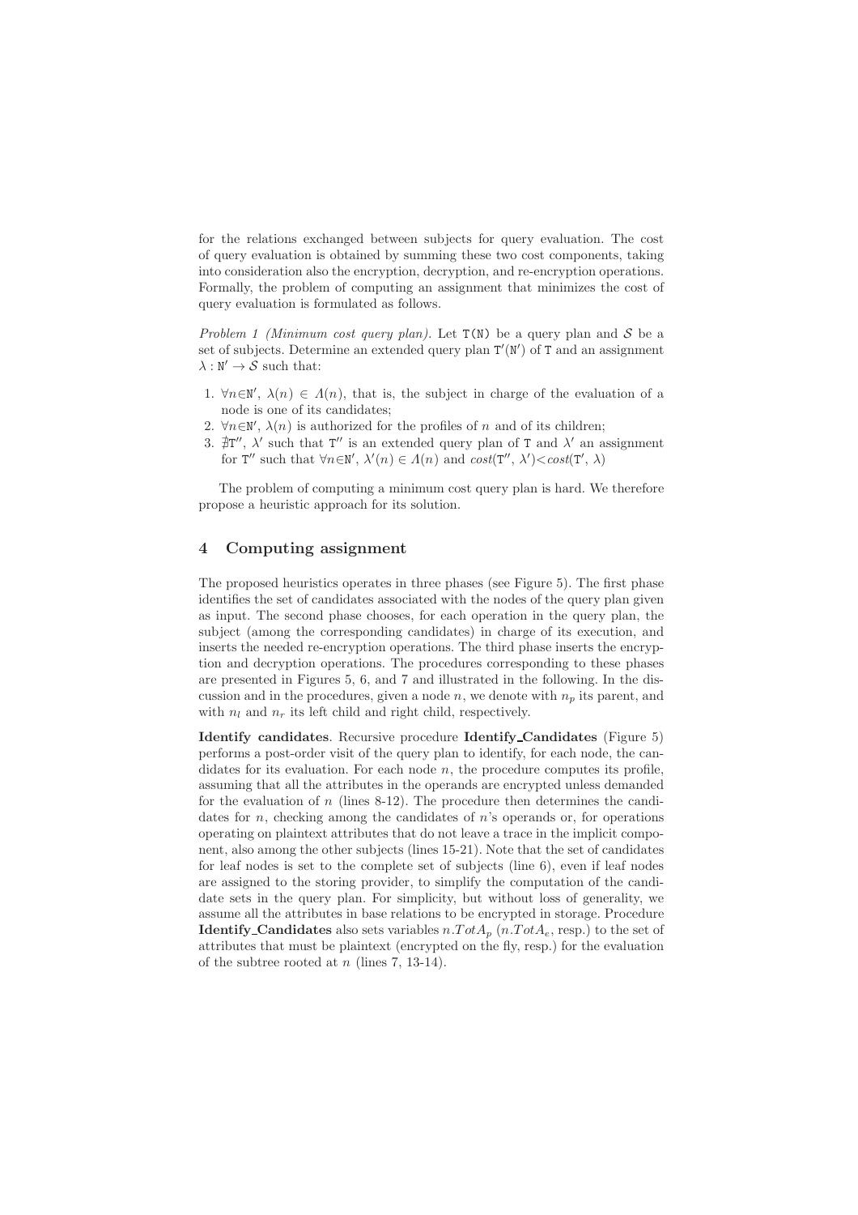for the relations exchanged between subjects for query evaluation. The cost of query evaluation is obtained by summing these two cost components, taking into consideration also the encryption, decryption, and re-encryption operations. Formally, the problem of computing an assignment that minimizes the cost of query evaluation is formulated as follows.

*Problem 1 (Minimum cost query plan).* Let T(N) be a query plan and $\mathcal{S}$ be a set of subjects. Determine an extended query plan $\texttt{T}'(\texttt{N}')$ of T and an assignment $\lambda : \texttt{N}' \rightarrow \mathcal{S}$ such that:

1. $\forall n \in \texttt{N}'$, $\lambda(n) \in \Lambda(n)$, that is, the subject in charge of the evaluation of a node is one of its candidates;
2. $\forall n \in \texttt{N}'$, $\lambda(n)$ is authorized for the profiles of $n$ and of its children;
3. $\nexists \texttt{T}''$, $\lambda'$ such that $\texttt{T}''$ is an extended query plan of T and $\lambda'$ an assignment for $\texttt{T}''$ such that $\forall n \in \texttt{N}'$, $\lambda'(n) \in \Lambda(n)$ and $cost(\texttt{T}'', \lambda') < cost(\texttt{T}', \lambda)$

The problem of computing a minimum cost query plan is hard. We therefore propose a heuristic approach for its solution.

## 4 Computing assignment

The proposed heuristics operates in three phases (see Figure 5). The first phase identifies the set of candidates associated with the nodes of the query plan given as input. The second phase chooses, for each operation in the query plan, the subject (among the corresponding candidates) in charge of its execution, and inserts the needed re-encryption operations. The third phase inserts the encryption and decryption operations. The procedures corresponding to these phases are presented in Figures 5, 6, and 7 and illustrated in the following. In the discussion and in the procedures, given a node $n$, we denote with $n_p$ its parent, and with $n_l$ and $n_r$ its left child and right child, respectively.

**Identify candidates**. Recursive procedure **Identify_Candidates** (Figure 5) performs a post-order visit of the query plan to identify, for each node, the candidates for its evaluation. For each node $n$, the procedure computes its profile, assuming that all the attributes in the operands are encrypted unless demanded for the evaluation of $n$ (lines 8-12). The procedure then determines the candidates for $n$, checking among the candidates of $n$'s operands or, for operations operating on plaintext attributes that do not leave a trace in the implicit component, also among the other subjects (lines 15-21). Note that the set of candidates for leaf nodes is set to the complete set of subjects (line 6), even if leaf nodes are assigned to the storing provider, to simplify the computation of the candidate sets in the query plan. For simplicity, but without loss of generality, we assume all the attributes in base relations to be encrypted in storage. Procedure **Identify_Candidates** also sets variables $n.TotA_p$ ($n.TotA_e$, resp.) to the set of attributes that must be plaintext (encrypted on the fly, resp.) for the evaluation of the subtree rooted at $n$ (lines 7, 13-14).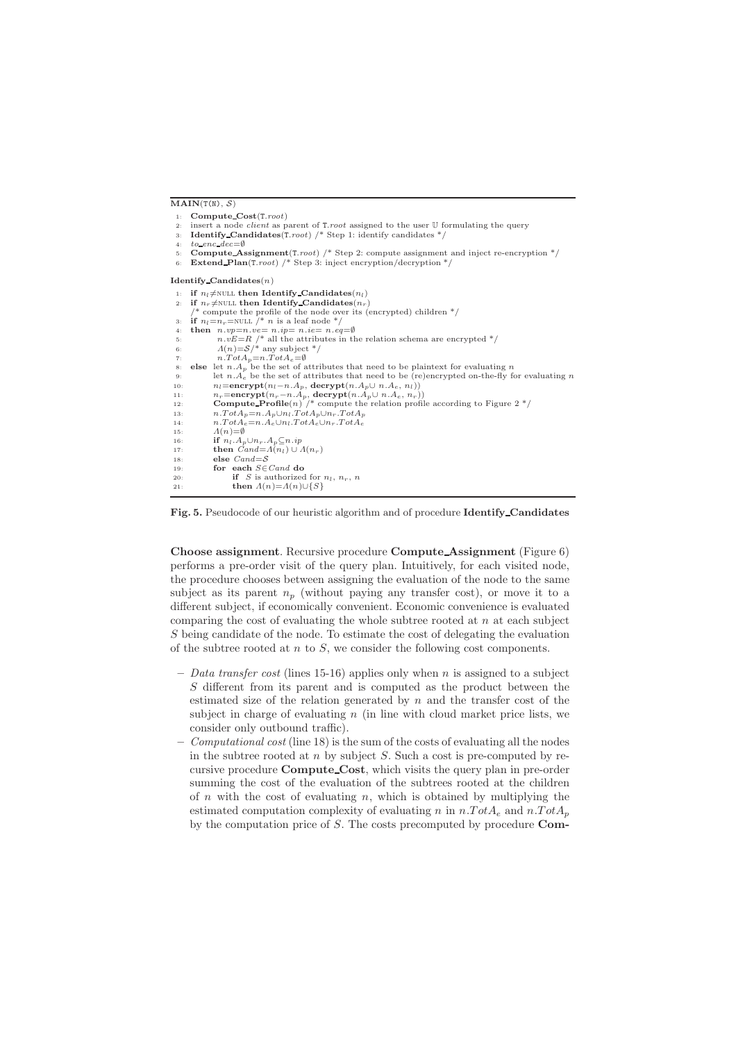```
MAIN(T(N), S)
1:  Compute_Cost(T.root)
2:  insert a node client as parent of T.root assigned to the user U formulating the query
3:  Identify_Candidates(T.root) /* Step 1: identify candidates */
4:  to_enc_dec=∅
5:  Compute_Assignment(T.root) /* Step 2: compute assignment and inject re-encryption */
6:  Extend_Plan(T.root) /* Step 3: inject encryption/decryption */

Identify_Candidates(n)
1:  if n_l≠NULL then Identify_Candidates(n_l)
2:  if n_r≠NULL then Identify_Candidates(n_r)
    /* compute the profile of the node over its (encrypted) children */
3:  if n_l=n_r=NULL /* n is a leaf node */
4:  then n.vp=n.ve= n.ip= n.ie= n.eq=∅
5:       n.vE=R /* all the attributes in the relation schema are encrypted */
6:       Λ(n)=S/* any subject */
7:       n.TotA_p=n.TotA_e=∅
8:  else let n.A_p be the set of attributes that need to be plaintext for evaluating n
9:       let n.A_e be the set of attributes that need to be (re)encrypted on-the-fly for evaluating n
10:      n_l=encrypt(n_l−n.A_p, decrypt(n.A_p∪ n.A_e, n_l))
11:      n_r=encrypt(n_r−n.A_p, decrypt(n.A_p∪ n.A_e, n_r))
12:      Compute_Profile(n) /* compute the relation profile according to Figure 2 */
13:      n.TotA_p=n.A_p∪n_l.TotA_p∪n_r.TotA_p
14:      n.TotA_e=n.A_e∪n_l.TotA_e∪n_r.TotA_e
15:      Λ(n)=∅
16:      if n_l.A_p∪n_r.A_p⊆n.ip
17:      then Cand=Λ(n_l) ∪ Λ(n_r)
18:      else Cand=S
19:      for each S∈Cand do
20:          if S is authorized for n_l, n_r, n
21:          then Λ(n)=Λ(n)∪{S}
```

**Fig. 5.** Pseudocode of our heuristic algorithm and of procedure **Identify_Candidates**

**Choose assignment**. Recursive procedure **Compute_Assignment** (Figure 6) performs a pre-order visit of the query plan. Intuitively, for each visited node, the procedure chooses between assigning the evaluation of the node to the same subject as its parent $n_p$ (without paying any transfer cost), or move it to a different subject, if economically convenient. Economic convenience is evaluated comparing the cost of evaluating the whole subtree rooted at $n$ at each subject $S$ being candidate of the node. To estimate the cost of delegating the evaluation of the subtree rooted at $n$ to $S$, we consider the following cost components.

- *Data transfer cost* (lines 15-16) applies only when $n$ is assigned to a subject $S$ different from its parent and is computed as the product between the estimated size of the relation generated by $n$ and the transfer cost of the subject in charge of evaluating $n$ (in line with cloud market price lists, we consider only outbound traffic).
- *Computational cost* (line 18) is the sum of the costs of evaluating all the nodes in the subtree rooted at $n$ by subject $S$. Such a cost is pre-computed by recursive procedure **Compute_Cost**, which visits the query plan in pre-order summing the cost of the evaluation of the subtrees rooted at the children of $n$ with the cost of evaluating $n$, which is obtained by multiplying the estimated computation complexity of evaluating $n$ in $n.TotA_e$ and $n.TotA_p$ by the computation price of $S$. The costs precomputed by procedure **Com-**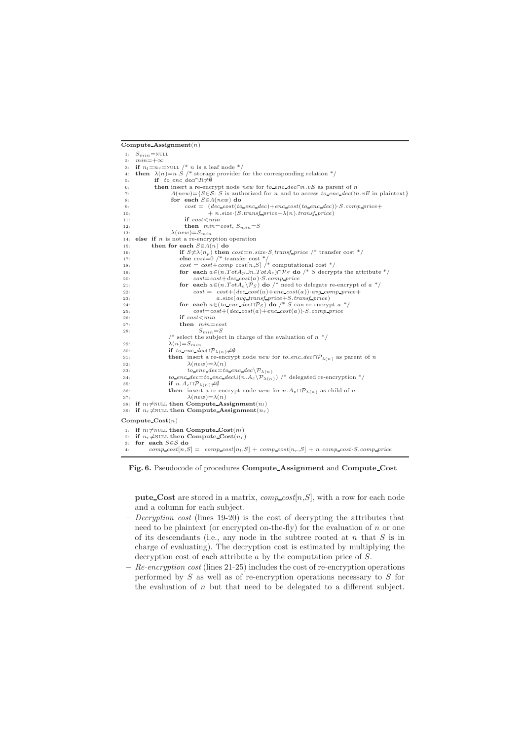```
Compute_Assignment(n)
1:  S_min=NULL
2:  min=+∞
3:  if n_l=n_r=NULL /* n is a leaf node */
4:  then λ(n)=n.S /* storage provider for the corresponding relation */
5:       if to_enc_dec∩R≠∅
6:       then insert a re-encrypt node new for to_enc_dec∩n.vE as parent of n
7:            Λ(new)={S∈S: S is authorized for n and to access to_enc_dec∩n.vE in plaintext}
8:            for each S∈Λ(new) do
9:                cost = (dec_cost(to_enc_dec)+enc_cost(to_enc_dec))·S.comp_price+
10:                      + n.size·(S.transf_price+λ(n).transf_price)
11:               if cost<min
12:               then min=cost, S_min=S
13:           λ(new)=S_min
14: else if n is not a re-encryption operation
15:      then for each S∈Λ(n) do
16:               if S≠λ(n_p) then cost=n.size·S.transf_price /* transfer cost */
17:               else cost=0 /* transfer cost */
18:               cost = cost+comp_cost[n,S] /* computational cost */
19:               for each a∈(n.TotA_p∪n.TotA_e)∩P_S do /* S decrypts the attribute */
20:                   cost=cost+dec_cost(a)·S.comp_price
21:               for each a∈(n.TotA_e\P_S) do /* need to delegate re-encrypt of a */
22:                   cost = cost+(dec_cost(a)+enc_cost(a))·avg_comp_price+
23:                          a.size(avg_transf_price+S.transf_price)
24:               for each a∈(to_enc_dec∩P_S) do /* S can re-encrypt a */
25:                   cost=cost+(dec_cost(a)+enc_cost(a))·S.comp_price
26:               if cost<min
27:               then min=cost
28:                    S_min=S
           /* select the subject in charge of the evaluation of n */
29:           λ(n)=S_min
30:           if to_enc_dec∩P_λ(n)≠∅
31:           then insert a re-encrypt node new for to_enc_dec∩P_λ(n) as parent of n
32:                λ(new)=λ(n)
33:                to_enc_dec=to_enc_dec\P_λ(n)
34:           to_enc_dec=to_enc_dec∪(n.A_e\P_λ(n)) /* delegated re-encryption */
35:           if n.A_e∩P_λ(n)≠∅
36:           then insert a re-encrypt node new for n.A_e∩P_λ(n) as child of n
37:                λ(new)=λ(n)
38: if n_l≠NULL then Compute_Assignment(n_l)
39: if n_r≠NULL then Compute_Assignment(n_r)

Compute_Cost(n)
1: if n_l≠NULL then Compute_Cost(n_l)
2: if n_r≠NULL then Compute_Cost(n_r)
3: for each S∈S do
4:     comp_cost[n,S] = comp_cost[n_l,S] + comp_cost[n_r,S] + n.comp_cost·S.comp_price
```

**Fig. 6.** Pseudocode of procedures **Compute_Assignment** and **Compute_Cost**

**pute_Cost** are stored in a matrix, *comp_cost*$[n,S]$, with a row for each node and a column for each subject.

- *Decryption cost* (lines 19-20) is the cost of decrypting the attributes that need to be plaintext (or encrypted on-the-fly) for the evaluation of $n$ or one of its descendants (i.e., any node in the subtree rooted at $n$ that $S$ is in charge of evaluating). The decryption cost is estimated by multiplying the decryption cost of each attribute $a$ by the computation price of $S$.
- *Re-encryption cost* (lines 21-25) includes the cost of re-encryption operations performed by $S$ as well as of re-encryption operations necessary to $S$ for the evaluation of $n$ but that need to be delegated to a different subject.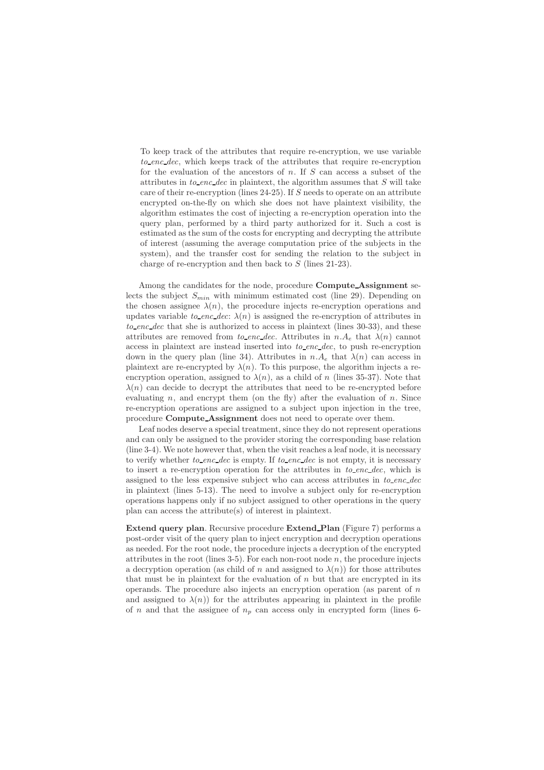To keep track of the attributes that require re-encryption, we use variable *to_enc_dec*, which keeps track of the attributes that require re-encryption for the evaluation of the ancestors of $n$. If $S$ can access a subset of the attributes in *to_enc_dec* in plaintext, the algorithm assumes that $S$ will take care of their re-encryption (lines 24-25). If $S$ needs to operate on an attribute encrypted on-the-fly on which she does not have plaintext visibility, the algorithm estimates the cost of injecting a re-encryption operation into the query plan, performed by a third party authorized for it. Such a cost is estimated as the sum of the costs for encrypting and decrypting the attribute of interest (assuming the average computation price of the subjects in the system), and the transfer cost for sending the relation to the subject in charge of re-encryption and then back to $S$ (lines 21-23).

Among the candidates for the node, procedure **Compute_Assignment** selects the subject $S_{min}$ with minimum estimated cost (line 29). Depending on the chosen assignee $\lambda(n)$, the procedure injects re-encryption operations and updates variable *to_enc_dec*: $\lambda(n)$ is assigned the re-encryption of attributes in *to_enc_dec* that she is authorized to access in plaintext (lines 30-33), and these attributes are removed from *to_enc_dec*. Attributes in $n.A_e$ that $\lambda(n)$ cannot access in plaintext are instead inserted into *to_enc_dec*, to push re-encryption down in the query plan (line 34). Attributes in $n.A_e$ that $\lambda(n)$ can access in plaintext are re-encrypted by $\lambda(n)$. To this purpose, the algorithm injects a re-encryption operation, assigned to $\lambda(n)$, as a child of $n$ (lines 35-37). Note that $\lambda(n)$ can decide to decrypt the attributes that need to be re-encrypted before evaluating $n$, and encrypt them (on the fly) after the evaluation of $n$. Since re-encryption operations are assigned to a subject upon injection in the tree, procedure **Compute_Assignment** does not need to operate over them.

Leaf nodes deserve a special treatment, since they do not represent operations and can only be assigned to the provider storing the corresponding base relation (line 3-4). We note however that, when the visit reaches a leaf node, it is necessary to verify whether *to_enc_dec* is empty. If *to_enc_dec* is not empty, it is necessary to insert a re-encryption operation for the attributes in *to_enc_dec*, which is assigned to the less expensive subject who can access attributes in *to_enc_dec* in plaintext (lines 5-13). The need to involve a subject only for re-encryption operations happens only if no subject assigned to other operations in the query plan can access the attribute(s) of interest in plaintext.

**Extend query plan**. Recursive procedure **Extend_Plan** (Figure 7) performs a post-order visit of the query plan to inject encryption and decryption operations as needed. For the root node, the procedure injects a decryption of the encrypted attributes in the root (lines 3-5). For each non-root node $n$, the procedure injects a decryption operation (as child of $n$ and assigned to $\lambda(n)$) for those attributes that must be in plaintext for the evaluation of $n$ but that are encrypted in its operands. The procedure also injects an encryption operation (as parent of $n$ and assigned to $\lambda(n)$) for the attributes appearing in plaintext in the profile of $n$ and that the assignee of $n_p$ can access only in encrypted form (lines 6-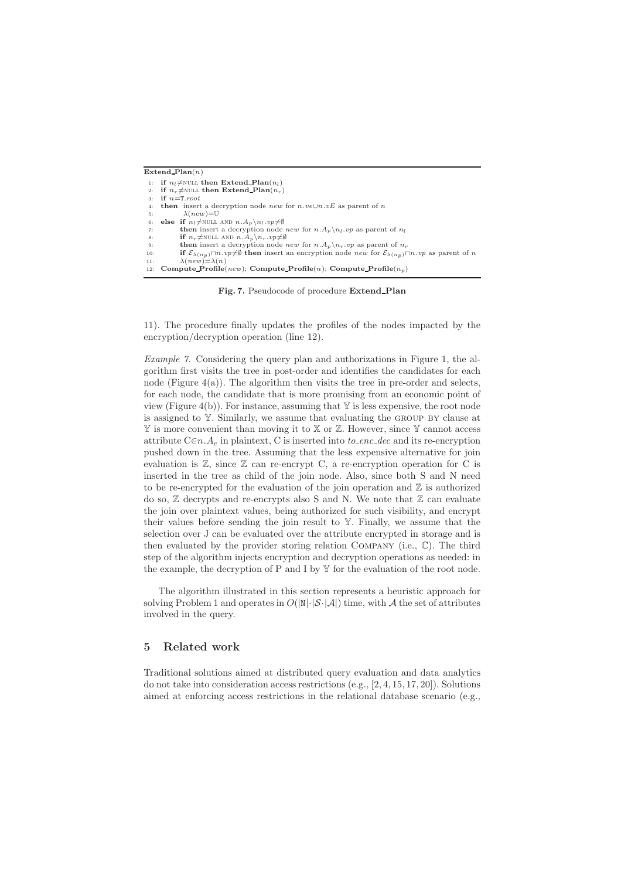```
Extend_Plan(n)
 1:  if n_l≠NULL then Extend_Plan(n_l)
 2:  if n_r≠NULL then Extend_Plan(n_r)
 3:  if n=T.root
 4:  then insert a decryption node new for n.ve∪n.vE as parent of n
 5:        λ(new)=𝕌
 6:  else if n_l≠NULL AND n.A_p\n_l.vp≠∅
 7:        then insert a decryption node new for n.A_p\n_l.vp as parent of n_l
 8:        if n_r≠NULL AND n.A_p\n_r.vp≠∅
 9:        then insert a decryption node new for n.A_p\n_r.vp as parent of n_r
10:        if E_λ(n_p)∩n.vp≠∅ then insert an encryption node new for E_λ(n_p)∩n.vp as parent of n
11:        λ(new)=λ(n)
12:  Compute_Profile(new); Compute_Profile(n); Compute_Profile(n_p)
```

**Fig. 7.** Pseudocode of procedure **Extend_Plan**

11). The procedure finally updates the profiles of the nodes impacted by the encryption/decryption operation (line 12).

*Example 7.* Considering the query plan and authorizations in Figure 1, the algorithm first visits the tree in post-order and identifies the candidates for each node (Figure 4(a)). The algorithm then visits the tree in pre-order and selects, for each node, the candidate that is more promising from an economic point of view (Figure 4(b)). For instance, assuming that $\mathbb{Y}$ is less expensive, the root node is assigned to $\mathbb{Y}$. Similarly, we assume that evaluating the GROUP BY clause at $\mathbb{Y}$ is more convenient than moving it to $\mathbb{X}$ or $\mathbb{Z}$. However, since $\mathbb{Y}$ cannot access attribute $\text{C}\in n.A_e$ in plaintext, C is inserted into *to_enc_dec* and its re-encryption pushed down in the tree. Assuming that the less expensive alternative for join evaluation is $\mathbb{Z}$, since $\mathbb{Z}$ can re-encrypt C, a re-encryption operation for C is inserted in the tree as child of the join node. Also, since both S and N need to be re-encrypted for the evaluation of the join operation and $\mathbb{Z}$ is authorized do so, $\mathbb{Z}$ decrypts and re-encrypts also S and N. We note that $\mathbb{Z}$ can evaluate the join over plaintext values, being authorized for such visibility, and encrypt their values before sending the join result to $\mathbb{Y}$. Finally, we assume that the selection over J can be evaluated over the attribute encrypted in storage and is then evaluated by the provider storing relation COMPANY (i.e., $\mathbb{C}$). The third step of the algorithm injects encryption and decryption operations as needed: in the example, the decryption of P and I by $\mathbb{Y}$ for the evaluation of the root node.

The algorithm illustrated in this section represents a heuristic approach for solving Problem 1 and operates in $O(|\mathbb{N}|\cdot|\mathcal{S}\cdot|\mathcal{A}|)$ time, with $\mathcal{A}$ the set of attributes involved in the query.

## 5 Related work

Traditional solutions aimed at distributed query evaluation and data analytics do not take into consideration access restrictions (e.g., [2, 4, 15, 17, 20]). Solutions aimed at enforcing access restrictions in the relational database scenario (e.g.,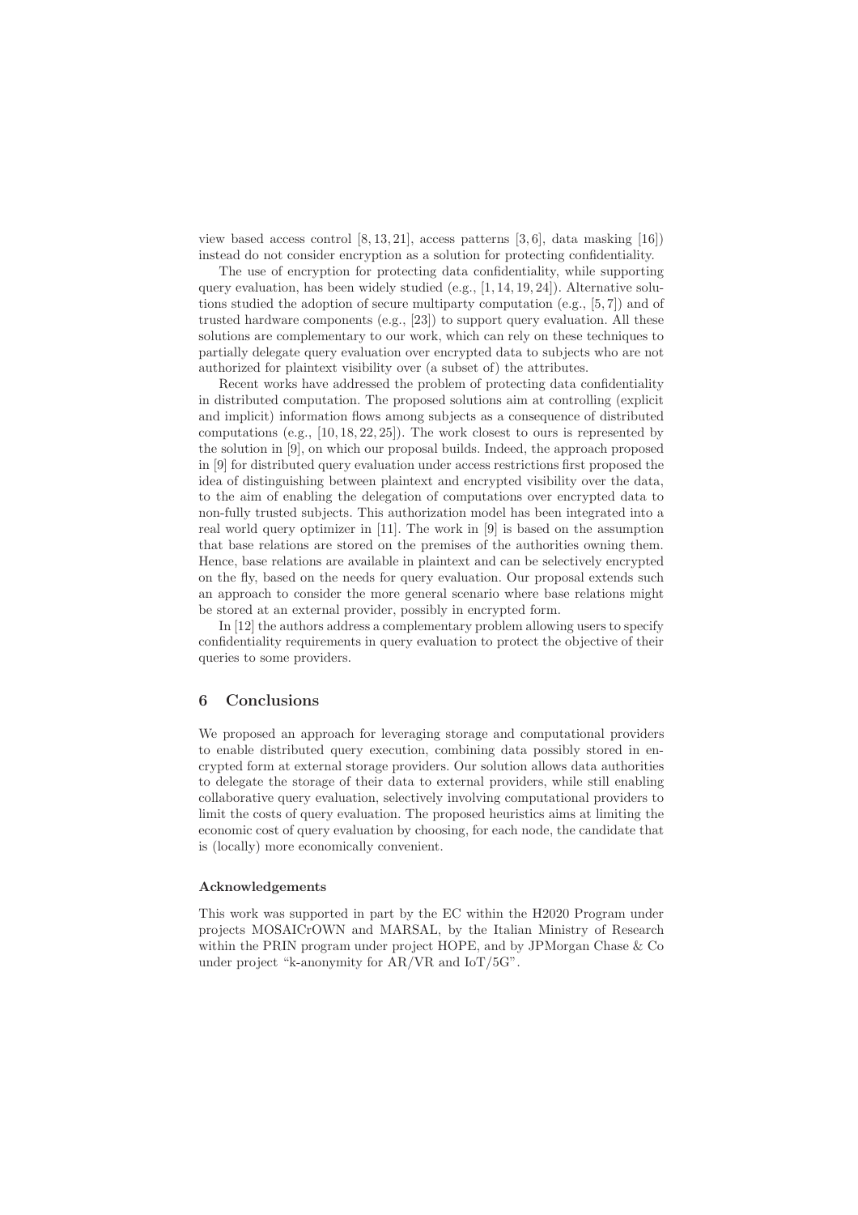view based access control [8, 13, 21], access patterns [3, 6], data masking [16]) instead do not consider encryption as a solution for protecting confidentiality.

The use of encryption for protecting data confidentiality, while supporting query evaluation, has been widely studied (e.g., [1, 14, 19, 24]). Alternative solutions studied the adoption of secure multiparty computation (e.g., [5, 7]) and of trusted hardware components (e.g., [23]) to support query evaluation. All these solutions are complementary to our work, which can rely on these techniques to partially delegate query evaluation over encrypted data to subjects who are not authorized for plaintext visibility over (a subset of) the attributes.

Recent works have addressed the problem of protecting data confidentiality in distributed computation. The proposed solutions aim at controlling (explicit and implicit) information flows among subjects as a consequence of distributed computations (e.g., [10, 18, 22, 25]). The work closest to ours is represented by the solution in [9], on which our proposal builds. Indeed, the approach proposed in [9] for distributed query evaluation under access restrictions first proposed the idea of distinguishing between plaintext and encrypted visibility over the data, to the aim of enabling the delegation of computations over encrypted data to non-fully trusted subjects. This authorization model has been integrated into a real world query optimizer in [11]. The work in [9] is based on the assumption that base relations are stored on the premises of the authorities owning them. Hence, base relations are available in plaintext and can be selectively encrypted on the fly, based on the needs for query evaluation. Our proposal extends such an approach to consider the more general scenario where base relations might be stored at an external provider, possibly in encrypted form.

In [12] the authors address a complementary problem allowing users to specify confidentiality requirements in query evaluation to protect the objective of their queries to some providers.

## 6 Conclusions

We proposed an approach for leveraging storage and computational providers to enable distributed query execution, combining data possibly stored in encrypted form at external storage providers. Our solution allows data authorities to delegate the storage of their data to external providers, while still enabling collaborative query evaluation, selectively involving computational providers to limit the costs of query evaluation. The proposed heuristics aims at limiting the economic cost of query evaluation by choosing, for each node, the candidate that is (locally) more economically convenient.

#### Acknowledgements

This work was supported in part by the EC within the H2020 Program under projects MOSAICrOWN and MARSAL, by the Italian Ministry of Research within the PRIN program under project HOPE, and by JPMorgan Chase & Co under project "k-anonymity for AR/VR and IoT/5G".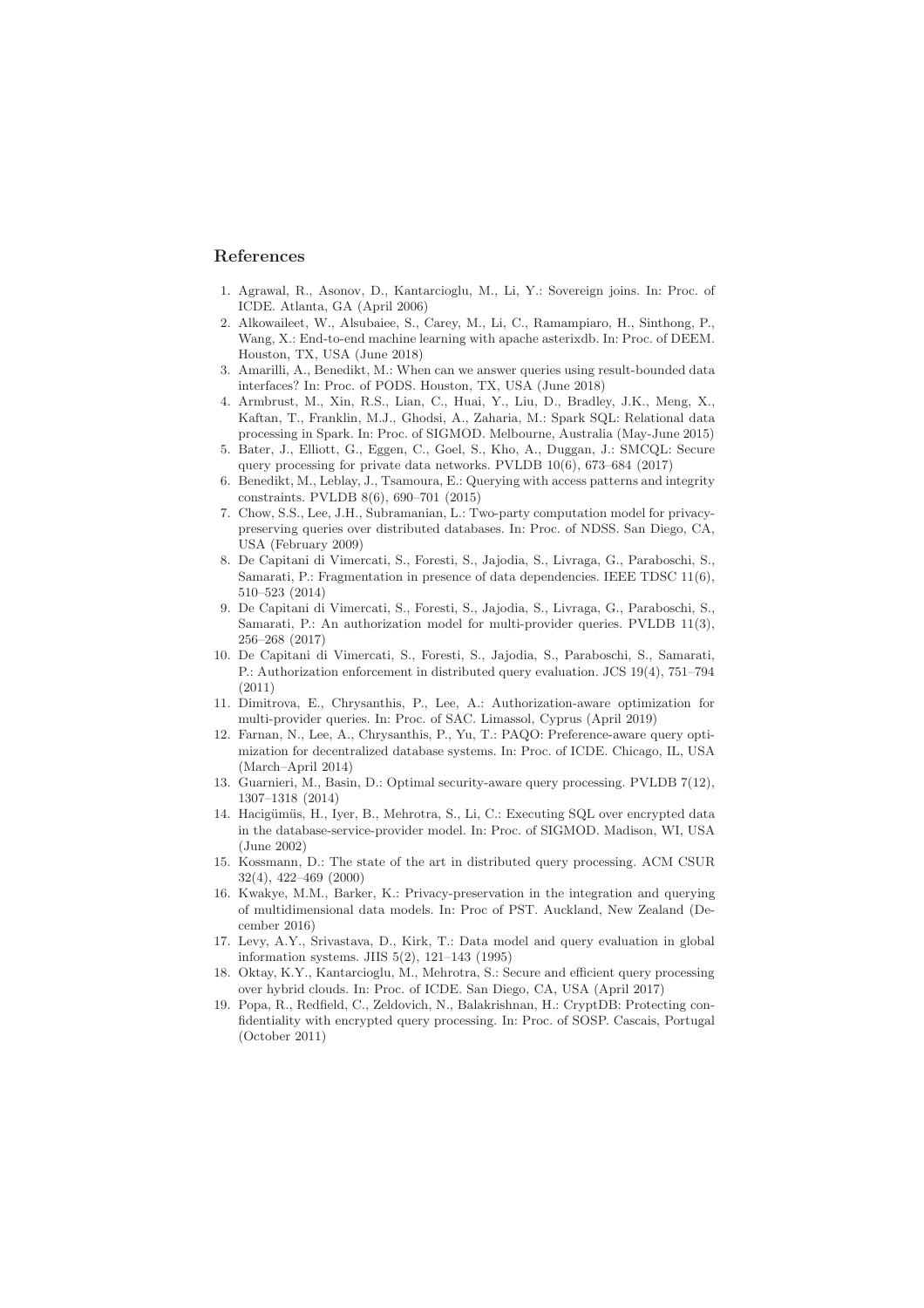## References

1. Agrawal, R., Asonov, D., Kantarcioglu, M., Li, Y.: Sovereign joins. In: Proc. of ICDE. Atlanta, GA (April 2006)
2. Alkowaileet, W., Alsubaiee, S., Carey, M., Li, C., Ramampiaro, H., Sinthong, P., Wang, X.: End-to-end machine learning with apache asterixdb. In: Proc. of DEEM. Houston, TX, USA (June 2018)
3. Amarilli, A., Benedikt, M.: When can we answer queries using result-bounded data interfaces? In: Proc. of PODS. Houston, TX, USA (June 2018)
4. Armbrust, M., Xin, R.S., Lian, C., Huai, Y., Liu, D., Bradley, J.K., Meng, X., Kaftan, T., Franklin, M.J., Ghodsi, A., Zaharia, M.: Spark SQL: Relational data processing in Spark. In: Proc. of SIGMOD. Melbourne, Australia (May-June 2015)
5. Bater, J., Elliott, G., Eggen, C., Goel, S., Kho, A., Duggan, J.: SMCQL: Secure query processing for private data networks. PVLDB 10(6), 673–684 (2017)
6. Benedikt, M., Leblay, J., Tsamoura, E.: Querying with access patterns and integrity constraints. PVLDB 8(6), 690–701 (2015)
7. Chow, S.S., Lee, J.H., Subramanian, L.: Two-party computation model for privacy-preserving queries over distributed databases. In: Proc. of NDSS. San Diego, CA, USA (February 2009)
8. De Capitani di Vimercati, S., Foresti, S., Jajodia, S., Livraga, G., Paraboschi, S., Samarati, P.: Fragmentation in presence of data dependencies. IEEE TDSC 11(6), 510–523 (2014)
9. De Capitani di Vimercati, S., Foresti, S., Jajodia, S., Livraga, G., Paraboschi, S., Samarati, P.: An authorization model for multi-provider queries. PVLDB 11(3), 256–268 (2017)
10. De Capitani di Vimercati, S., Foresti, S., Jajodia, S., Paraboschi, S., Samarati, P.: Authorization enforcement in distributed query evaluation. JCS 19(4), 751–794 (2011)
11. Dimitrova, E., Chrysanthis, P., Lee, A.: Authorization-aware optimization for multi-provider queries. In: Proc. of SAC. Limassol, Cyprus (April 2019)
12. Farnan, N., Lee, A., Chrysanthis, P., Yu, T.: PAQO: Preference-aware query optimization for decentralized database systems. In: Proc. of ICDE. Chicago, IL, USA (March–April 2014)
13. Guarnieri, M., Basin, D.: Optimal security-aware query processing. PVLDB 7(12), 1307–1318 (2014)
14. Hacigümüs, H., Iyer, B., Mehrotra, S., Li, C.: Executing SQL over encrypted data in the database-service-provider model. In: Proc. of SIGMOD. Madison, WI, USA (June 2002)
15. Kossmann, D.: The state of the art in distributed query processing. ACM CSUR 32(4), 422–469 (2000)
16. Kwakye, M.M., Barker, K.: Privacy-preservation in the integration and querying of multidimensional data models. In: Proc of PST. Auckland, New Zealand (December 2016)
17. Levy, A.Y., Srivastava, D., Kirk, T.: Data model and query evaluation in global information systems. JIIS 5(2), 121–143 (1995)
18. Oktay, K.Y., Kantarcioglu, M., Mehrotra, S.: Secure and efficient query processing over hybrid clouds. In: Proc. of ICDE. San Diego, CA, USA (April 2017)
19. Popa, R., Redfield, C., Zeldovich, N., Balakrishnan, H.: CryptDB: Protecting confidentiality with encrypted query processing. In: Proc. of SOSP. Cascais, Portugal (October 2011)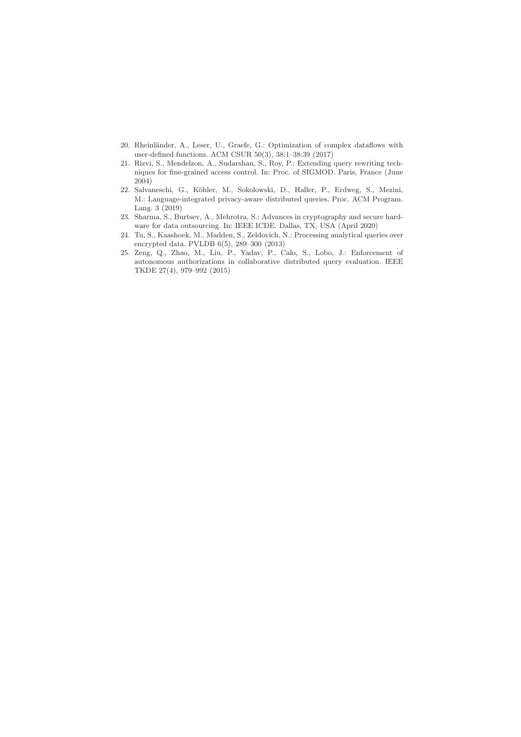20. Rheinländer, A., Leser, U., Graefe, G.: Optimization of complex dataflows with user-defined functions. ACM CSUR 50(3), 38:1–38:39 (2017)
21. Rizvi, S., Mendelzon, A., Sudarshan, S., Roy, P.: Extending query rewriting techniques for fine-grained access control. In: Proc. of SIGMOD. Paris, France (June 2004)
22. Salvaneschi, G., Köhler, M., Sokolowski, D., Haller, P., Erdweg, S., Mezini, M.: Language-integrated privacy-aware distributed queries. Proc. ACM Program. Lang. 3 (2019)
23. Sharma, S., Burtsev, A., Mehrotra, S.: Advances in cryptography and secure hardware for data outsourcing. In: IEEE ICDE. Dallas, TX, USA (April 2020)
24. Tu, S., Kaashoek, M., Madden, S., Zeldovich, N.: Processing analytical queries over encrypted data. PVLDB 6(5), 289–300 (2013)
25. Zeng, Q., Zhao, M., Liu, P., Yadav, P., Calo, S., Lobo, J.: Enforcement of autonomous authorizations in collaborative distributed query evaluation. IEEE TKDE 27(4), 979–992 (2015)